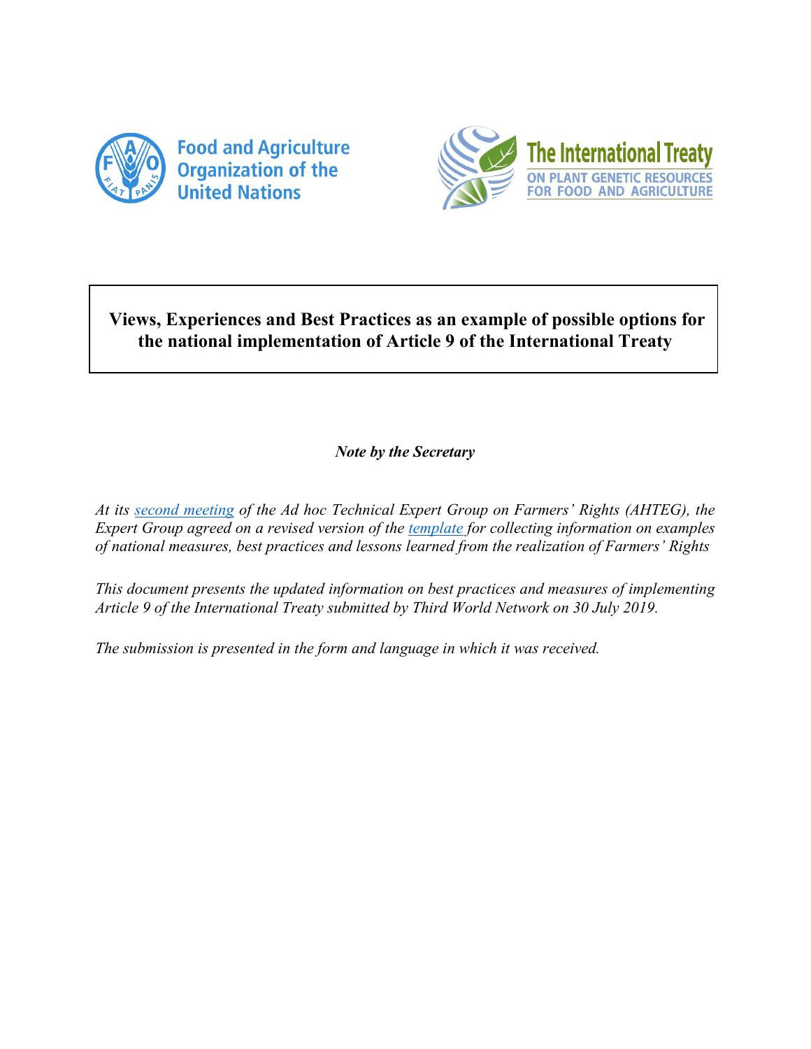Food and Agriculture Organization of the United Nations

The International Treaty ON PLANT GENETIC RESOURCES FOR FOOD AND AGRICULTURE

**Views, Experiences and Best Practices as an example of possible options for the national implementation of Article 9 of the International Treaty**

***Note by the Secretary***

*At its second meeting of the Ad hoc Technical Expert Group on Farmers' Rights (AHTEG), the Expert Group agreed on a revised version of the template for collecting information on examples of national measures, best practices and lessons learned from the realization of Farmers' Rights*

*This document presents the updated information on best practices and measures of implementing Article 9 of the International Treaty submitted by Third World Network on 30 July 2019.*

*The submission is presented in the form and language in which it was received.*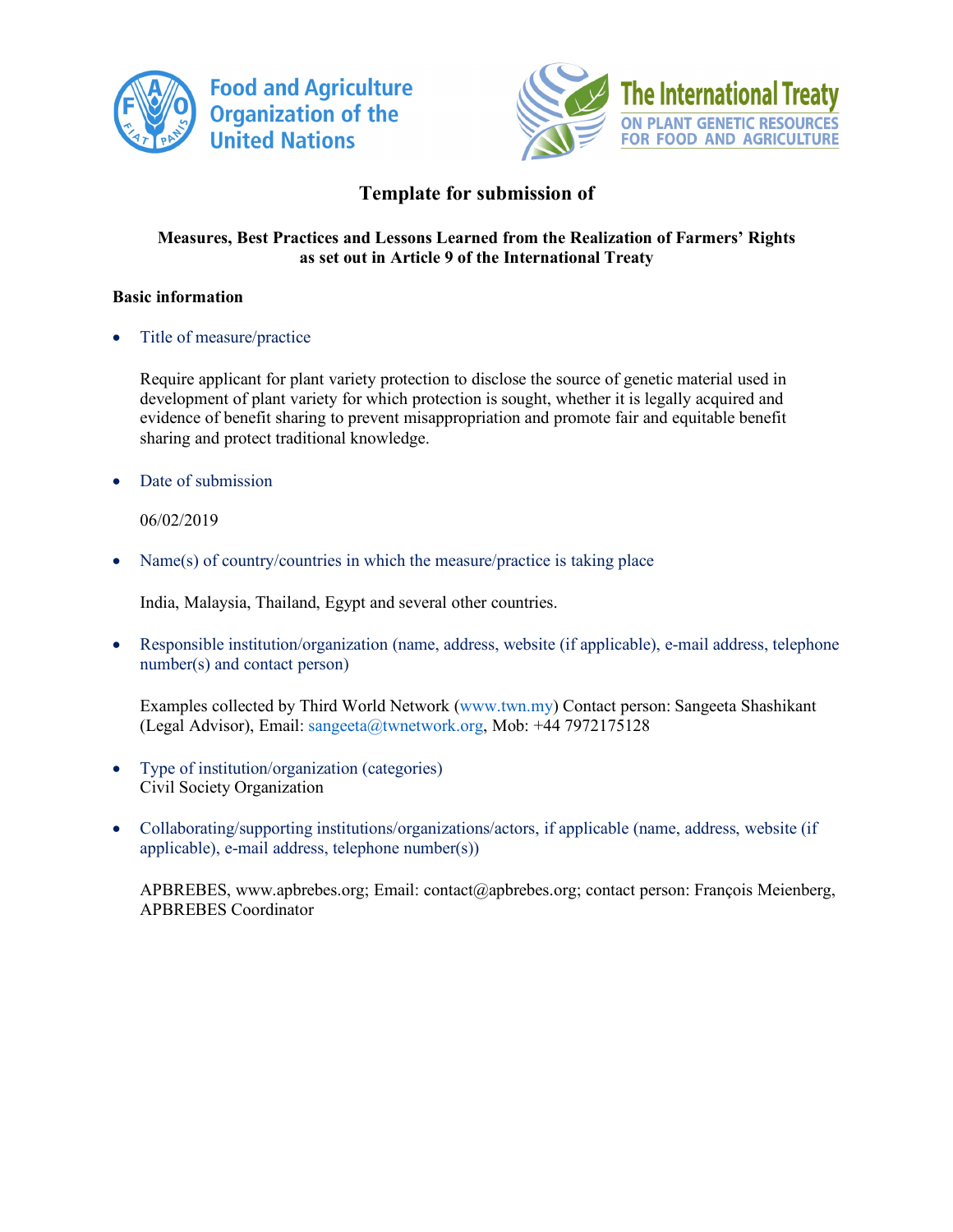Food and Agriculture Organization of the United Nations

The International Treaty ON PLANT GENETIC RESOURCES FOR FOOD AND AGRICULTURE

## Template for submission of

**Measures, Best Practices and Lessons Learned from the Realization of Farmers' Rights as set out in Article 9 of the International Treaty**

**Basic information**

- Title of measure/practice

  Require applicant for plant variety protection to disclose the source of genetic material used in development of plant variety for which protection is sought, whether it is legally acquired and evidence of benefit sharing to prevent misappropriation and promote fair and equitable benefit sharing and protect traditional knowledge.

- Date of submission

  06/02/2019

- Name(s) of country/countries in which the measure/practice is taking place

  India, Malaysia, Thailand, Egypt and several other countries.

- Responsible institution/organization (name, address, website (if applicable), e-mail address, telephone number(s) and contact person)

  Examples collected by Third World Network (www.twn.my) Contact person: Sangeeta Shashikant (Legal Advisor), Email: sangeeta@twnetwork.org, Mob: +44 7972175128

- Type of institution/organization (categories)
  Civil Society Organization

- Collaborating/supporting institutions/organizations/actors, if applicable (name, address, website (if applicable), e-mail address, telephone number(s))

  APBREBES, www.apbrebes.org; Email: contact@apbrebes.org; contact person: François Meienberg, APBREBES Coordinator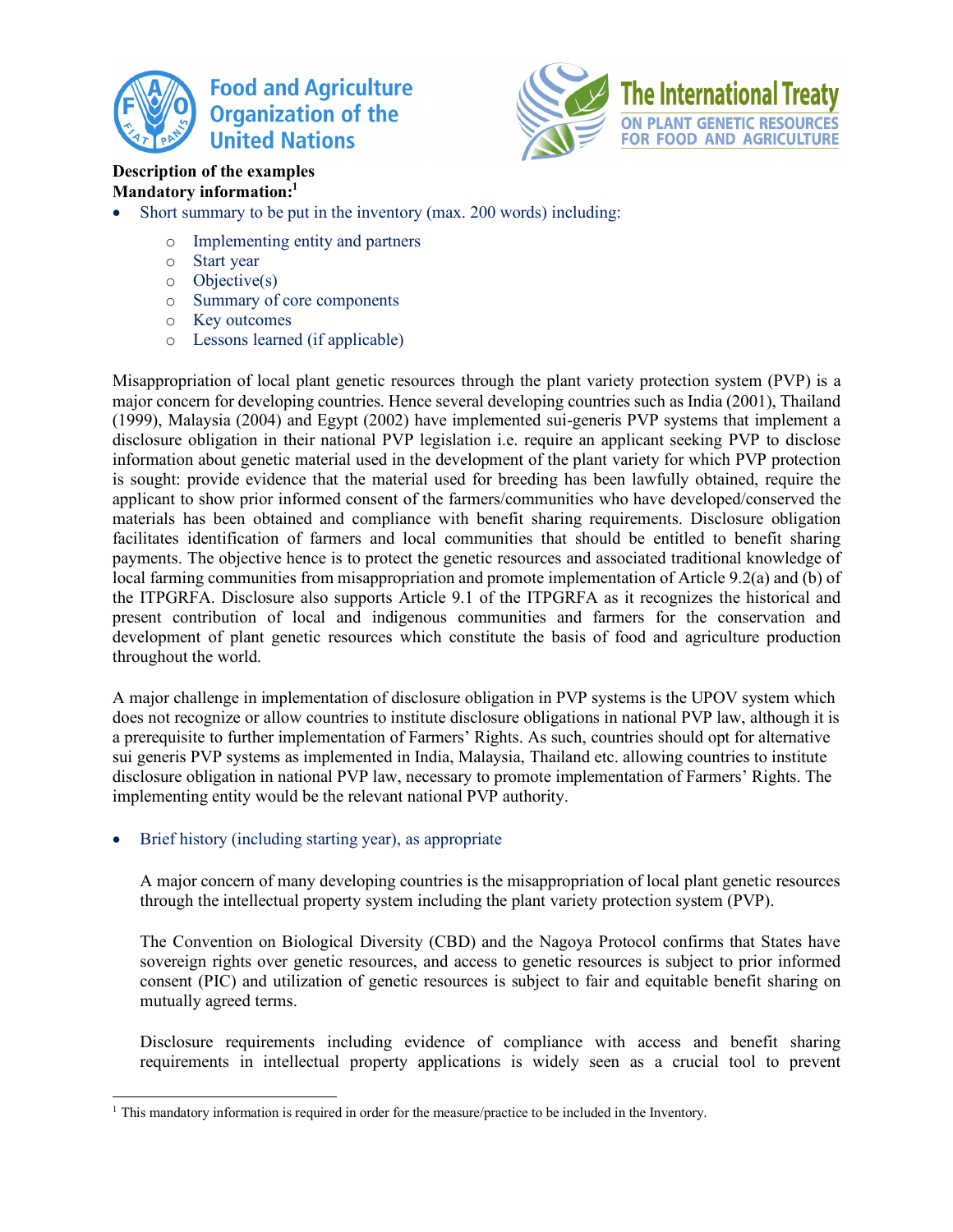**Description of the examples**
**Mandatory information:**[1]

- Short summary to be put in the inventory (max. 200 words) including:
    - Implementing entity and partners
    - Start year
    - Objective(s)
    - Summary of core components
    - Key outcomes
    - Lessons learned (if applicable)

Misappropriation of local plant genetic resources through the plant variety protection system (PVP) is a major concern for developing countries. Hence several developing countries such as India (2001), Thailand (1999), Malaysia (2004) and Egypt (2002) have implemented sui-generis PVP systems that implement a disclosure obligation in their national PVP legislation i.e. require an applicant seeking PVP to disclose information about genetic material used in the development of the plant variety for which PVP protection is sought: provide evidence that the material used for breeding has been lawfully obtained, require the applicant to show prior informed consent of the farmers/communities who have developed/conserved the materials has been obtained and compliance with benefit sharing requirements. Disclosure obligation facilitates identification of farmers and local communities that should be entitled to benefit sharing payments. The objective hence is to protect the genetic resources and associated traditional knowledge of local farming communities from misappropriation and promote implementation of Article 9.2(a) and (b) of the ITPGRFA. Disclosure also supports Article 9.1 of the ITPGRFA as it recognizes the historical and present contribution of local and indigenous communities and farmers for the conservation and development of plant genetic resources which constitute the basis of food and agriculture production throughout the world.

A major challenge in implementation of disclosure obligation in PVP systems is the UPOV system which does not recognize or allow countries to institute disclosure obligations in national PVP law, although it is a prerequisite to further implementation of Farmers' Rights. As such, countries should opt for alternative sui generis PVP systems as implemented in India, Malaysia, Thailand etc. allowing countries to institute disclosure obligation in national PVP law, necessary to promote implementation of Farmers' Rights. The implementing entity would be the relevant national PVP authority.

- Brief history (including starting year), as appropriate

  A major concern of many developing countries is the misappropriation of local plant genetic resources through the intellectual property system including the plant variety protection system (PVP).

  The Convention on Biological Diversity (CBD) and the Nagoya Protocol confirms that States have sovereign rights over genetic resources, and access to genetic resources is subject to prior informed consent (PIC) and utilization of genetic resources is subject to fair and equitable benefit sharing on mutually agreed terms.

  Disclosure requirements including evidence of compliance with access and benefit sharing requirements in intellectual property applications is widely seen as a crucial tool to prevent

[1] This mandatory information is required in order for the measure/practice to be included in the Inventory.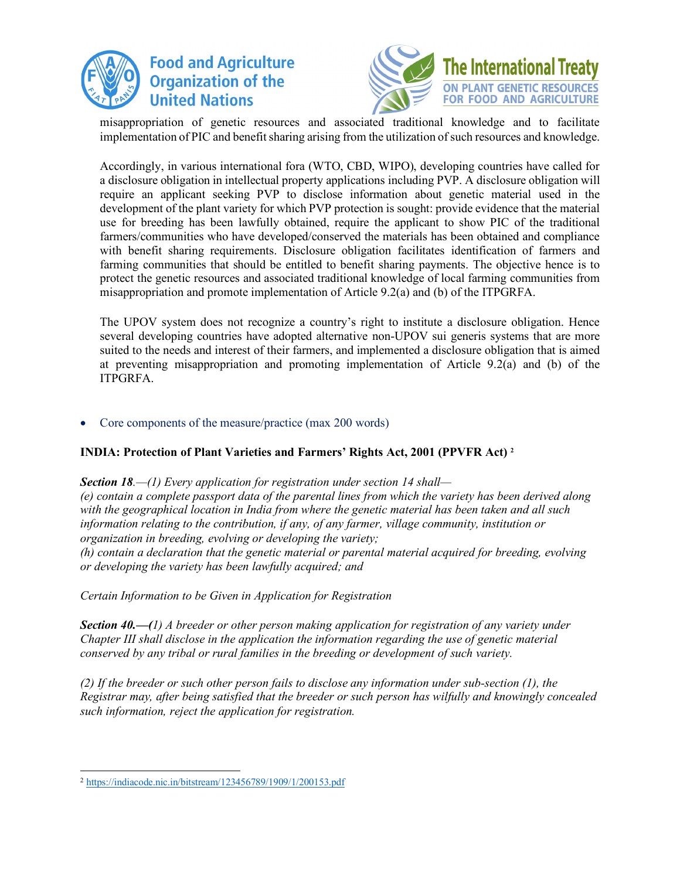misappropriation of genetic resources and associated traditional knowledge and to facilitate implementation of PIC and benefit sharing arising from the utilization of such resources and knowledge.

Accordingly, in various international fora (WTO, CBD, WIPO), developing countries have called for a disclosure obligation in intellectual property applications including PVP. A disclosure obligation will require an applicant seeking PVP to disclose information about genetic material used in the development of the plant variety for which PVP protection is sought: provide evidence that the material use for breeding has been lawfully obtained, require the applicant to show PIC of the traditional farmers/communities who have developed/conserved the materials has been obtained and compliance with benefit sharing requirements. Disclosure obligation facilitates identification of farmers and farming communities that should be entitled to benefit sharing payments. The objective hence is to protect the genetic resources and associated traditional knowledge of local farming communities from misappropriation and promote implementation of Article 9.2(a) and (b) of the ITPGRFA.

The UPOV system does not recognize a country's right to institute a disclosure obligation. Hence several developing countries have adopted alternative non-UPOV sui generis systems that are more suited to the needs and interest of their farmers, and implemented a disclosure obligation that is aimed at preventing misappropriation and promoting implementation of Article 9.2(a) and (b) of the ITPGRFA.

- Core components of the measure/practice (max 200 words)

**INDIA: Protection of Plant Varieties and Farmers' Rights Act, 2001 (PPVFR Act)** [2]

***Section 18****.—(1) Every application for registration under section 14 shall—*
*(e) contain a complete passport data of the parental lines from which the variety has been derived along with the geographical location in India from where the genetic material has been taken and all such information relating to the contribution, if any, of any farmer, village community, institution or organization in breeding, evolving or developing the variety;*
*(h) contain a declaration that the genetic material or parental material acquired for breeding, evolving or developing the variety has been lawfully acquired; and*

*Certain Information to be Given in Application for Registration*

***Section 40.—(****1) A breeder or other person making application for registration of any variety under Chapter III shall disclose in the application the information regarding the use of genetic material conserved by any tribal or rural families in the breeding or development of such variety.*

*(2) If the breeder or such other person fails to disclose any information under sub-section (1), the Registrar may, after being satisfied that the breeder or such person has wilfully and knowingly concealed such information, reject the application for registration.*

---

[2] https://indiacode.nic.in/bitstream/123456789/1909/1/200153.pdf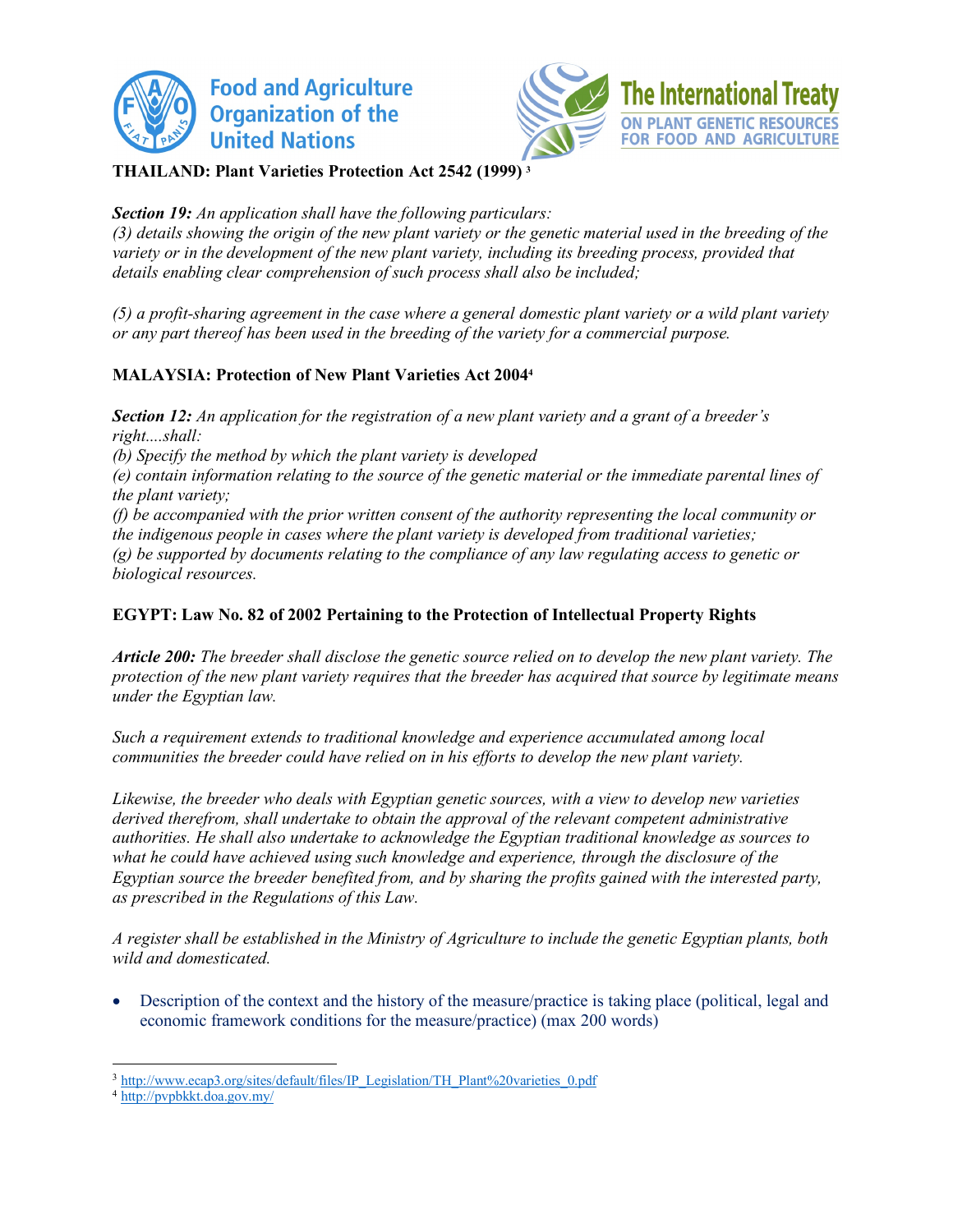**THAILAND: Plant Varieties Protection Act 2542 (1999)** [3]

***Section 19:*** *An application shall have the following particulars:*
*(3) details showing the origin of the new plant variety or the genetic material used in the breeding of the variety or in the development of the new plant variety, including its breeding process, provided that details enabling clear comprehension of such process shall also be included;*

*(5) a profit-sharing agreement in the case where a general domestic plant variety or a wild plant variety or any part thereof has been used in the breeding of the variety for a commercial purpose.*

**MALAYSIA: Protection of New Plant Varieties Act 2004**[4]

***Section 12:*** *An application for the registration of a new plant variety and a grant of a breeder's right....shall:*
*(b) Specify the method by which the plant variety is developed*
*(e) contain information relating to the source of the genetic material or the immediate parental lines of the plant variety;*
*(f) be accompanied with the prior written consent of the authority representing the local community or the indigenous people in cases where the plant variety is developed from traditional varieties;*
*(g) be supported by documents relating to the compliance of any law regulating access to genetic or biological resources.*

**EGYPT: Law No. 82 of 2002 Pertaining to the Protection of Intellectual Property Rights**

***Article 200:*** *The breeder shall disclose the genetic source relied on to develop the new plant variety. The protection of the new plant variety requires that the breeder has acquired that source by legitimate means under the Egyptian law.*

*Such a requirement extends to traditional knowledge and experience accumulated among local communities the breeder could have relied on in his efforts to develop the new plant variety.*

*Likewise, the breeder who deals with Egyptian genetic sources, with a view to develop new varieties derived therefrom, shall undertake to obtain the approval of the relevant competent administrative authorities. He shall also undertake to acknowledge the Egyptian traditional knowledge as sources to what he could have achieved using such knowledge and experience, through the disclosure of the Egyptian source the breeder benefited from, and by sharing the profits gained with the interested party, as prescribed in the Regulations of this Law.*

*A register shall be established in the Ministry of Agriculture to include the genetic Egyptian plants, both wild and domesticated.*

- Description of the context and the history of the measure/practice is taking place (political, legal and economic framework conditions for the measure/practice) (max 200 words)

---

[3] http://www.ecap3.org/sites/default/files/IP_Legislation/TH_Plant%20varieties_0.pdf

[4] http://pvpbkkt.doa.gov.my/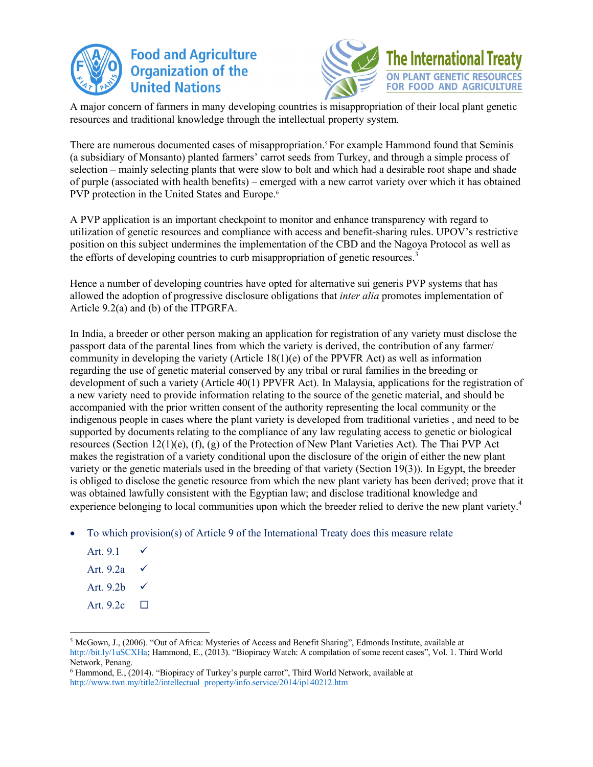A major concern of farmers in many developing countries is misappropriation of their local plant genetic resources and traditional knowledge through the intellectual property system.

There are numerous documented cases of misappropriation.[5] For example Hammond found that Seminis (a subsidiary of Monsanto) planted farmers' carrot seeds from Turkey, and through a simple process of selection – mainly selecting plants that were slow to bolt and which had a desirable root shape and shade of purple (associated with health benefits) – emerged with a new carrot variety over which it has obtained PVP protection in the United States and Europe.[6]

A PVP application is an important checkpoint to monitor and enhance transparency with regard to utilization of genetic resources and compliance with access and benefit-sharing rules. UPOV's restrictive position on this subject undermines the implementation of the CBD and the Nagoya Protocol as well as the efforts of developing countries to curb misappropriation of genetic resources.[3]

Hence a number of developing countries have opted for alternative sui generis PVP systems that has allowed the adoption of progressive disclosure obligations that *inter alia* promotes implementation of Article 9.2(a) and (b) of the ITPGRFA.

In India, a breeder or other person making an application for registration of any variety must disclose the passport data of the parental lines from which the variety is derived, the contribution of any farmer/ community in developing the variety (Article 18(1)(e) of the PPVFR Act) as well as information regarding the use of genetic material conserved by any tribal or rural families in the breeding or development of such a variety (Article 40(1) PPVFR Act). In Malaysia, applications for the registration of a new variety need to provide information relating to the source of the genetic material, and should be accompanied with the prior written consent of the authority representing the local community or the indigenous people in cases where the plant variety is developed from traditional varieties , and need to be supported by documents relating to the compliance of any law regulating access to genetic or biological resources (Section 12(1)(e), (f), (g) of the Protection of New Plant Varieties Act). The Thai PVP Act makes the registration of a variety conditional upon the disclosure of the origin of either the new plant variety or the genetic materials used in the breeding of that variety (Section 19(3)). In Egypt, the breeder is obliged to disclose the genetic resource from which the new plant variety has been derived; prove that it was obtained lawfully consistent with the Egyptian law; and disclose traditional knowledge and experience belonging to local communities upon which the breeder relied to derive the new plant variety.[4]

- To which provision(s) of Article 9 of the International Treaty does this measure relate

  Art. 9.1 ✓

  Art. 9.2a ✓

  Art. 9.2b ✓

  Art. 9.2c ☐

---

[5] McGown, J., (2006). "Out of Africa: Mysteries of Access and Benefit Sharing", Edmonds Institute, available at http://bit.ly/1uSCXHa; Hammond, E., (2013). "Biopiracy Watch: A compilation of some recent cases", Vol. 1. Third World Network, Penang.

[6] Hammond, E., (2014). "Biopiracy of Turkey's purple carrot", Third World Network, available at http://www.twn.my/title2/intellectual_property/info.service/2014/ip140212.htm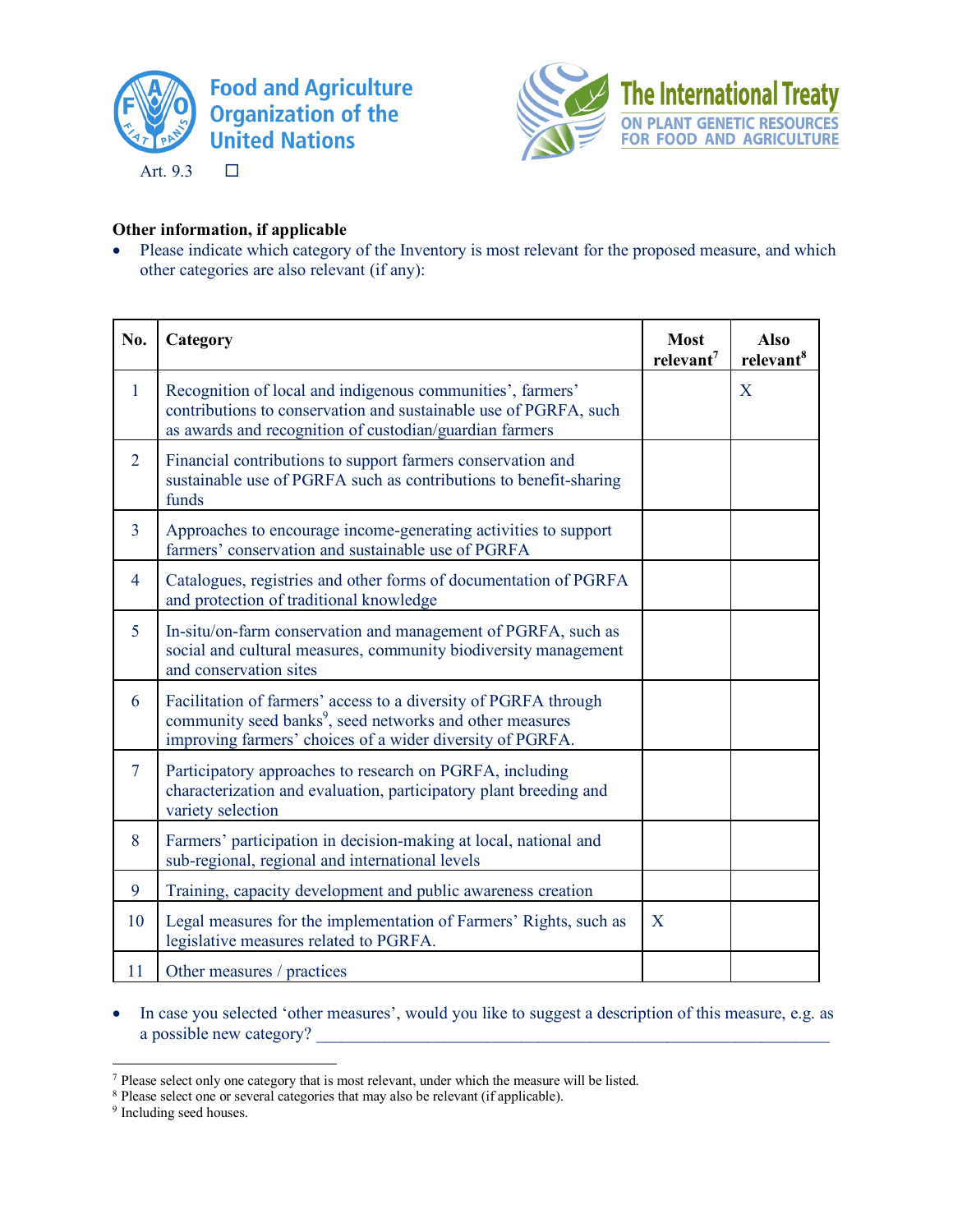Art. 9.3 ☐

**Other information, if applicable**

- Please indicate which category of the Inventory is most relevant for the proposed measure, and which other categories are also relevant (if any):

| No. | Category | Most relevant[7] | Also relevant[8] |
|---|---|---|---|
| 1 | Recognition of local and indigenous communities', farmers' contributions to conservation and sustainable use of PGRFA, such as awards and recognition of custodian/guardian farmers | | X |
| 2 | Financial contributions to support farmers conservation and sustainable use of PGRFA such as contributions to benefit-sharing funds | | |
| 3 | Approaches to encourage income-generating activities to support farmers' conservation and sustainable use of PGRFA | | |
| 4 | Catalogues, registries and other forms of documentation of PGRFA and protection of traditional knowledge | | |
| 5 | In-situ/on-farm conservation and management of PGRFA, such as social and cultural measures, community biodiversity management and conservation sites | | |
| 6 | Facilitation of farmers' access to a diversity of PGRFA through community seed banks[9], seed networks and other measures improving farmers' choices of a wider diversity of PGRFA. | | |
| 7 | Participatory approaches to research on PGRFA, including characterization and evaluation, participatory plant breeding and variety selection | | |
| 8 | Farmers' participation in decision-making at local, national and sub-regional, regional and international levels | | |
| 9 | Training, capacity development and public awareness creation | | |
| 10 | Legal measures for the implementation of Farmers' Rights, such as legislative measures related to PGRFA. | X | |
| 11 | Other measures / practices | | |

- In case you selected 'other measures', would you like to suggest a description of this measure, e.g. as a possible new category? ____________________________________________________________

[7] Please select only one category that is most relevant, under which the measure will be listed.
[8] Please select one or several categories that may also be relevant (if applicable).
[9] Including seed houses.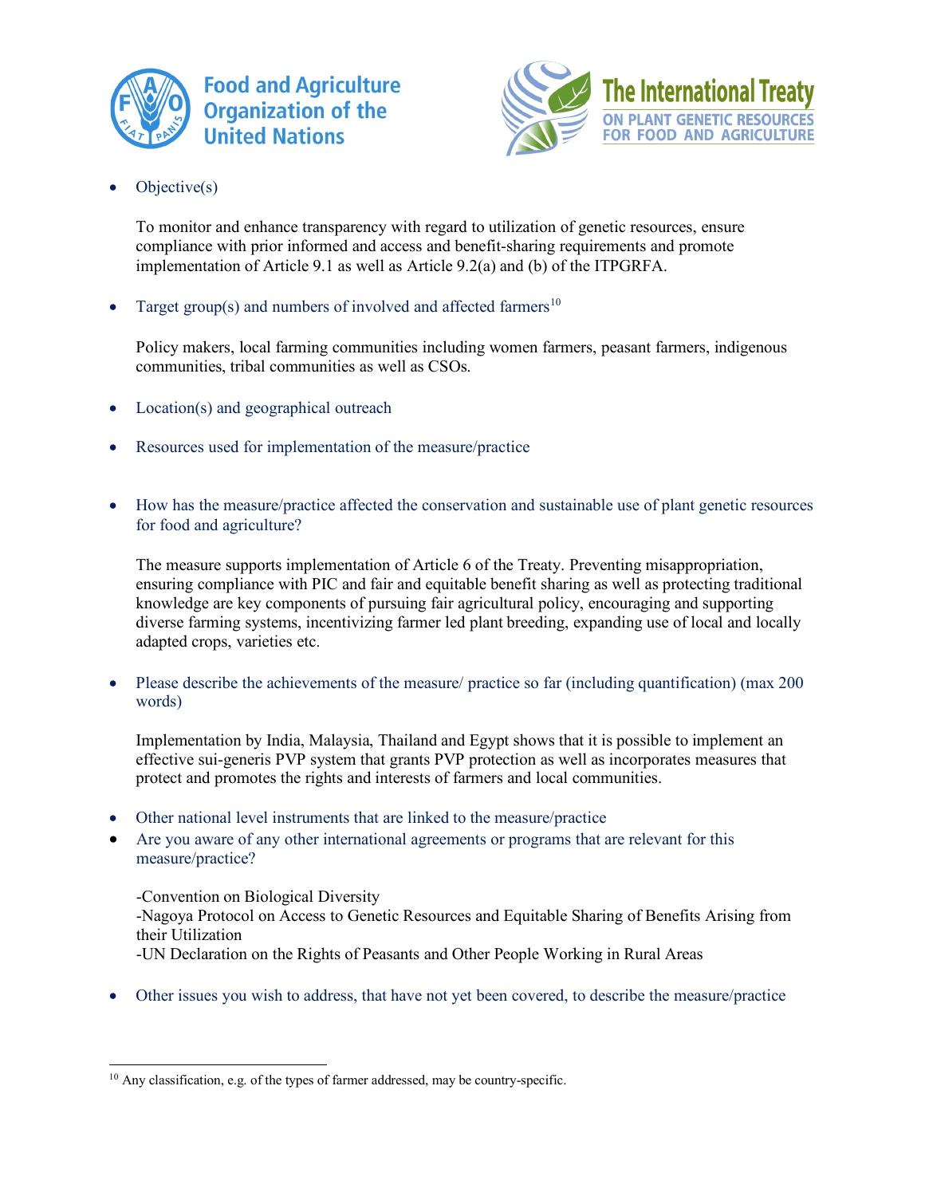- Objective(s)

  To monitor and enhance transparency with regard to utilization of genetic resources, ensure compliance with prior informed and access and benefit-sharing requirements and promote implementation of Article 9.1 as well as Article 9.2(a) and (b) of the ITPGRFA.

- Target group(s) and numbers of involved and affected farmers[10]

  Policy makers, local farming communities including women farmers, peasant farmers, indigenous communities, tribal communities as well as CSOs.

- Location(s) and geographical outreach

- Resources used for implementation of the measure/practice

- How has the measure/practice affected the conservation and sustainable use of plant genetic resources for food and agriculture?

  The measure supports implementation of Article 6 of the Treaty. Preventing misappropriation, ensuring compliance with PIC and fair and equitable benefit sharing as well as protecting traditional knowledge are key components of pursuing fair agricultural policy, encouraging and supporting diverse farming systems, incentivizing farmer led plant breeding, expanding use of local and locally adapted crops, varieties etc.

- Please describe the achievements of the measure/ practice so far (including quantification) (max 200 words)

  Implementation by India, Malaysia, Thailand and Egypt shows that it is possible to implement an effective sui-generis PVP system that grants PVP protection as well as incorporates measures that protect and promotes the rights and interests of farmers and local communities.

- Other national level instruments that are linked to the measure/practice
- Are you aware of any other international agreements or programs that are relevant for this measure/practice?

  -Convention on Biological Diversity
  -Nagoya Protocol on Access to Genetic Resources and Equitable Sharing of Benefits Arising from their Utilization
  -UN Declaration on the Rights of Peasants and Other People Working in Rural Areas

- Other issues you wish to address, that have not yet been covered, to describe the measure/practice

[10] Any classification, e.g. of the types of farmer addressed, may be country-specific.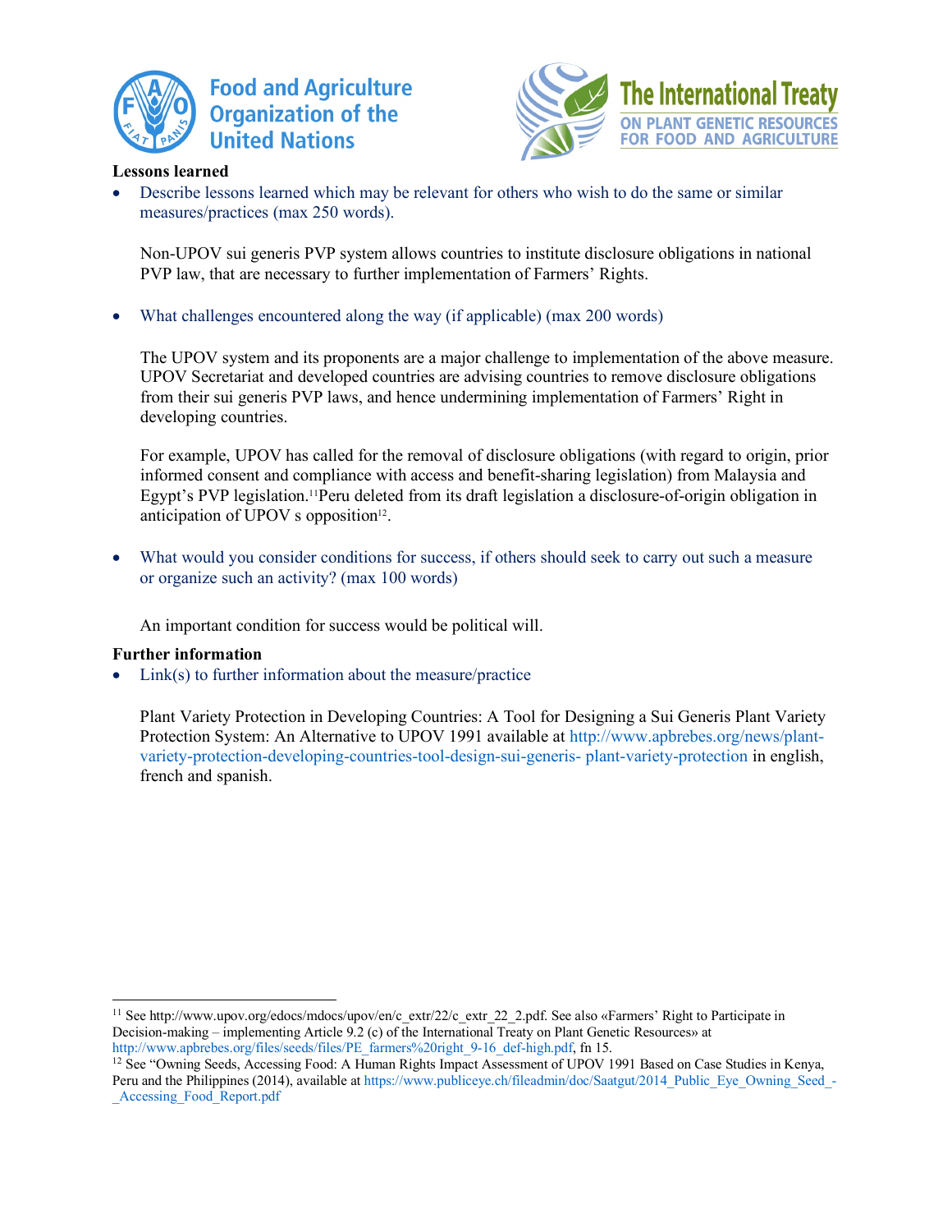**Lessons learned**

- Describe lessons learned which may be relevant for others who wish to do the same or similar measures/practices (max 250 words).

  Non-UPOV sui generis PVP system allows countries to institute disclosure obligations in national PVP law, that are necessary to further implementation of Farmers' Rights.

- What challenges encountered along the way (if applicable) (max 200 words)

  The UPOV system and its proponents are a major challenge to implementation of the above measure. UPOV Secretariat and developed countries are advising countries to remove disclosure obligations from their sui generis PVP laws, and hence undermining implementation of Farmers' Right in developing countries.

  For example, UPOV has called for the removal of disclosure obligations (with regard to origin, prior informed consent and compliance with access and benefit-sharing legislation) from Malaysia and Egypt's PVP legislation.[11]Peru deleted from its draft legislation a disclosure-of-origin obligation in anticipation of UPOV s opposition[12].

- What would you consider conditions for success, if others should seek to carry out such a measure or organize such an activity? (max 100 words)

  An important condition for success would be political will.

**Further information**

- Link(s) to further information about the measure/practice

  Plant Variety Protection in Developing Countries: A Tool for Designing a Sui Generis Plant Variety Protection System: An Alternative to UPOV 1991 available at http://www.apbrebes.org/news/plant-variety-protection-developing-countries-tool-design-sui-generis- plant-variety-protection in english, french and spanish.

---

[11] See http://www.upov.org/edocs/mdocs/upov/en/c_extr/22/c_extr_22_2.pdf. See also «Farmers' Right to Participate in Decision-making – implementing Article 9.2 (c) of the International Treaty on Plant Genetic Resources» at http://www.apbrebes.org/files/seeds/files/PE_farmers%20right_9-16_def-high.pdf, fn 15.

[12] See "Owning Seeds, Accessing Food: A Human Rights Impact Assessment of UPOV 1991 Based on Case Studies in Kenya, Peru and the Philippines (2014), available at https://www.publiceye.ch/fileadmin/doc/Saatgut/2014_Public_Eye_Owning_Seed_-_Accessing_Food_Report.pdf